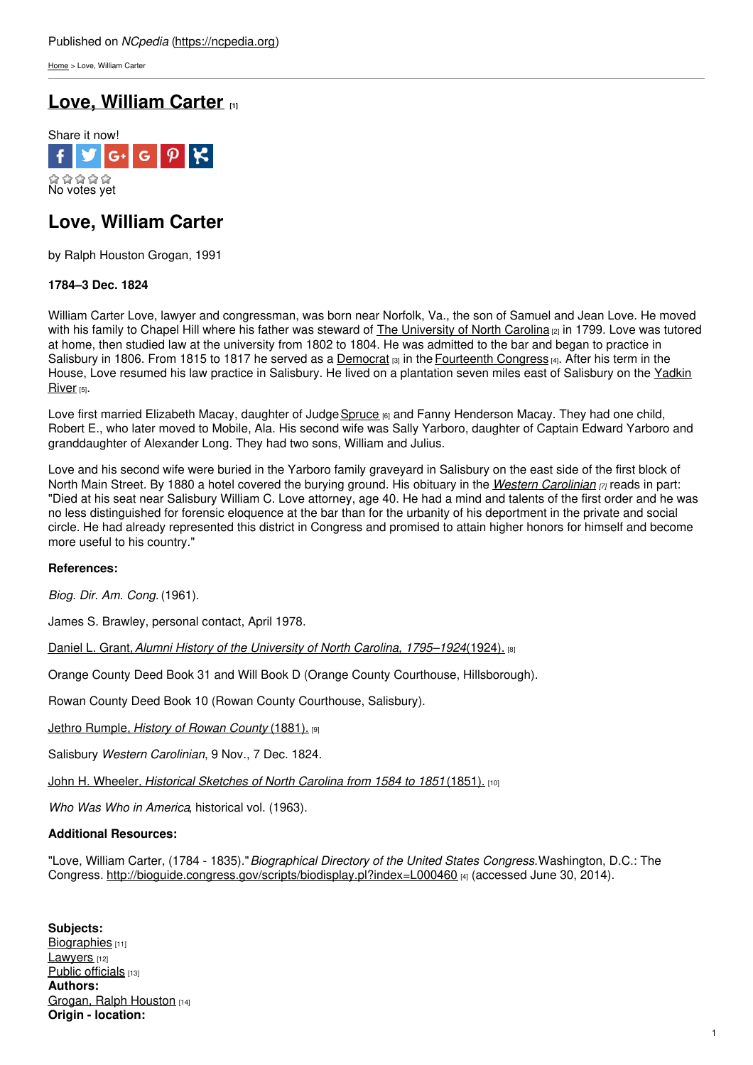Published on *NCpedia* (https://ncpedia.org)

Home > Love, William Carter

# Love, William Carter [1]

Share it now!

No votes yet

## Love, William Carter

by Ralph Houston Grogan, 1991

**1784–3 Dec. 1824**

William Carter Love, lawyer and congressman, was born near Norfolk, Va., the son of Samuel and Jean Love. He moved with his family to Chapel Hill where his father was steward of The University of North Carolina [2] in 1799. Love was tutored at home, then studied law at the university from 1802 to 1804. He was admitted to the bar and began to practice in Salisbury in 1806. From 1815 to 1817 he served as a Democrat [3] in the Fourteenth Congress [4]. After his term in the House, Love resumed his law practice in Salisbury. He lived on a plantation seven miles east of Salisbury on the Yadkin River [5].

Love first married Elizabeth Macay, daughter of Judge Spruce [6] and Fanny Henderson Macay. They had one child, Robert E., who later moved to Mobile, Ala. His second wife was Sally Yarboro, daughter of Captain Edward Yarboro and granddaughter of Alexander Long. They had two sons, William and Julius.

Love and his second wife were buried in the Yarboro family graveyard in Salisbury on the east side of the first block of North Main Street. By 1880 a hotel covered the burying ground. His obituary in the *Western Carolinian* [7] reads in part: "Died at his seat near Salisbury William C. Love attorney, age 40. He had a mind and talents of the first order and he was no less distinguished for forensic eloquence at the bar than for the urbanity of his deportment in the private and social circle. He had already represented this district in Congress and promised to attain higher honors for himself and become more useful to his country."

**References:**

*Biog. Dir. Am. Cong.* (1961).

James S. Brawley, personal contact, April 1978.

Daniel L. Grant, *Alumni History of the University of North Carolina, 1795–1924* (1924). [8]

Orange County Deed Book 31 and Will Book D (Orange County Courthouse, Hillsborough).

Rowan County Deed Book 10 (Rowan County Courthouse, Salisbury).

Jethro Rumple, *History of Rowan County* (1881). [9]

Salisbury *Western Carolinian*, 9 Nov., 7 Dec. 1824.

John H. Wheeler, *Historical Sketches of North Carolina from 1584 to 1851* (1851). [10]

*Who Was Who in America*, historical vol. (1963).

**Additional Resources:**

"Love, William Carter, (1784 - 1835)." *Biographical Directory of the United States Congress.* Washington, D.C.: The Congress. http://bioguide.congress.gov/scripts/biodisplay.pl?index=L000460 [4] (accessed June 30, 2014).

**Subjects:**
Biographies [11]
Lawyers [12]
Public officials [13]
**Authors:**
Grogan, Ralph Houston [14]
**Origin - location:**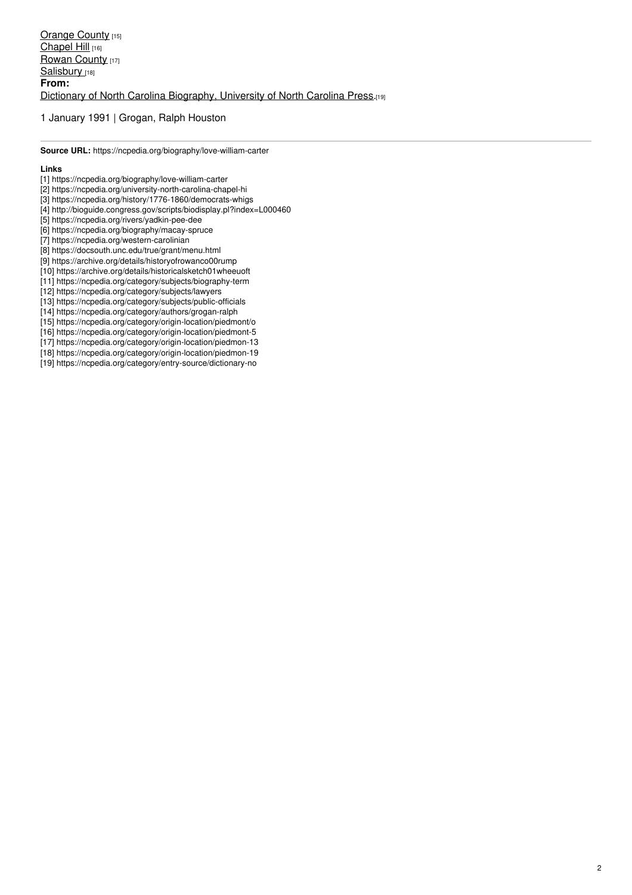[Orange County](https://ncpedia.org/category/origin-location/piedmont/o) [15]
[Chapel Hill](https://ncpedia.org/category/origin-location/piedmont-5) [16]
[Rowan County](https://ncpedia.org/category/origin-location/piedmon-13) [17]
[Salisbury](https://ncpedia.org/category/origin-location/piedmon-19) [18]

**From:**

[Dictionary of North Carolina Biography, University of North Carolina Press.](https://ncpedia.org/category/entry-source/dictionary-no) [19]

1 January 1991 | Grogan, Ralph Houston

---

**Source URL:** https://ncpedia.org/biography/love-william-carter

**Links**

[1] https://ncpedia.org/biography/love-william-carter
[2] https://ncpedia.org/university-north-carolina-chapel-hi
[3] https://ncpedia.org/history/1776-1860/democrats-whigs
[4] http://bioguide.congress.gov/scripts/biodisplay.pl?index=L000460
[5] https://ncpedia.org/rivers/yadkin-pee-dee
[6] https://ncpedia.org/biography/macay-spruce
[7] https://ncpedia.org/western-carolinian
[8] https://docsouth.unc.edu/true/grant/menu.html
[9] https://archive.org/details/historyofrowanco00rump
[10] https://archive.org/details/historicalsketch01wheeuoft
[11] https://ncpedia.org/category/subjects/biography-term
[12] https://ncpedia.org/category/subjects/lawyers
[13] https://ncpedia.org/category/subjects/public-officials
[14] https://ncpedia.org/category/authors/grogan-ralph
[15] https://ncpedia.org/category/origin-location/piedmont/o
[16] https://ncpedia.org/category/origin-location/piedmont-5
[17] https://ncpedia.org/category/origin-location/piedmon-13
[18] https://ncpedia.org/category/origin-location/piedmon-19
[19] https://ncpedia.org/category/entry-source/dictionary-no